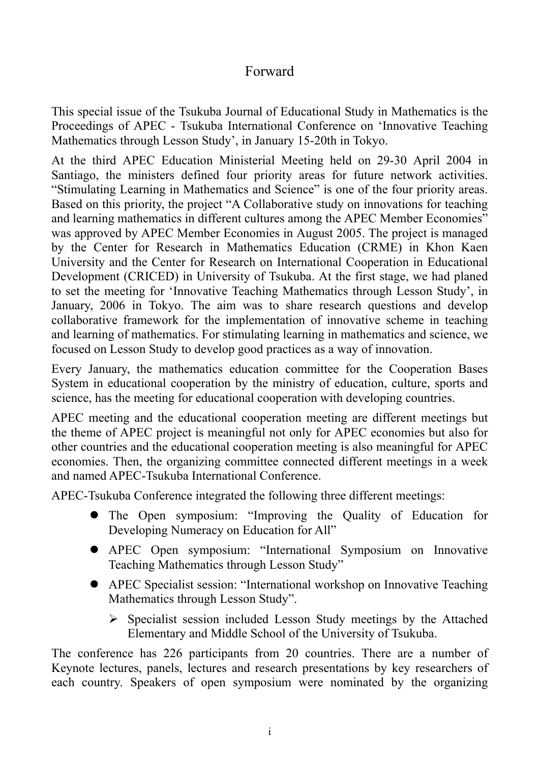# Forward

This special issue of the Tsukuba Journal of Educational Study in Mathematics is the Proceedings of APEC - Tsukuba International Conference on 'Innovative Teaching Mathematics through Lesson Study', in January 15-20th in Tokyo.

At the third APEC Education Ministerial Meeting held on 29-30 April 2004 in Santiago, the ministers defined four priority areas for future network activities. "Stimulating Learning in Mathematics and Science" is one of the four priority areas. Based on this priority, the project "A Collaborative study on innovations for teaching and learning mathematics in different cultures among the APEC Member Economies" was approved by APEC Member Economies in August 2005. The project is managed by the Center for Research in Mathematics Education (CRME) in Khon Kaen University and the Center for Research on International Cooperation in Educational Development (CRICED) in University of Tsukuba. At the first stage, we had planed to set the meeting for 'Innovative Teaching Mathematics through Lesson Study', in January, 2006 in Tokyo. The aim was to share research questions and develop collaborative framework for the implementation of innovative scheme in teaching and learning of mathematics. For stimulating learning in mathematics and science, we focused on Lesson Study to develop good practices as a way of innovation.

Every January, the mathematics education committee for the Cooperation Bases System in educational cooperation by the ministry of education, culture, sports and science, has the meeting for educational cooperation with developing countries.

APEC meeting and the educational cooperation meeting are different meetings but the theme of APEC project is meaningful not only for APEC economies but also for other countries and the educational cooperation meeting is also meaningful for APEC economies. Then, the organizing committee connected different meetings in a week and named APEC-Tsukuba International Conference.

APEC-Tsukuba Conference integrated the following three different meetings:

- The Open symposium: "Improving the Quality of Education for Developing Numeracy on Education for All"
- APEC Open symposium: "International Symposium on Innovative Teaching Mathematics through Lesson Study"
- APEC Specialist session: "International workshop on Innovative Teaching Mathematics through Lesson Study".
    - Specialist session included Lesson Study meetings by the Attached Elementary and Middle School of the University of Tsukuba.

The conference has 226 participants from 20 countries. There are a number of Keynote lectures, panels, lectures and research presentations by key researchers of each country. Speakers of open symposium were nominated by the organizing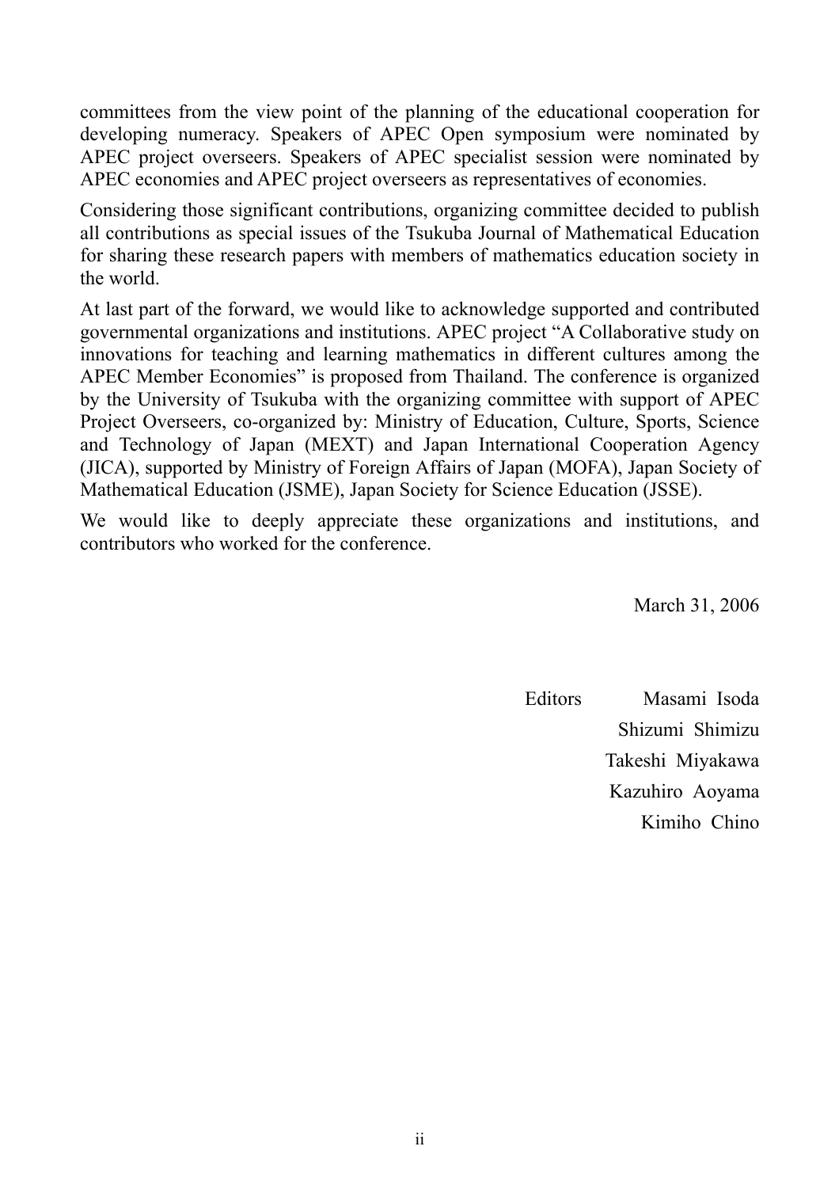committees from the view point of the planning of the educational cooperation for developing numeracy. Speakers of APEC Open symposium were nominated by APEC project overseers. Speakers of APEC specialist session were nominated by APEC economies and APEC project overseers as representatives of economies.

Considering those significant contributions, organizing committee decided to publish all contributions as special issues of the Tsukuba Journal of Mathematical Education for sharing these research papers with members of mathematics education society in the world.

At last part of the forward, we would like to acknowledge supported and contributed governmental organizations and institutions. APEC project "A Collaborative study on innovations for teaching and learning mathematics in different cultures among the APEC Member Economies" is proposed from Thailand. The conference is organized by the University of Tsukuba with the organizing committee with support of APEC Project Overseers, co-organized by: Ministry of Education, Culture, Sports, Science and Technology of Japan (MEXT) and Japan International Cooperation Agency (JICA), supported by Ministry of Foreign Affairs of Japan (MOFA), Japan Society of Mathematical Education (JSME), Japan Society for Science Education (JSSE).

We would like to deeply appreciate these organizations and institutions, and contributors who worked for the conference.

March 31, 2006

Editors Masami Isoda  
Shizumi Shimizu  
Takeshi Miyakawa  
Kazuhiro Aoyama  
Kimiho Chino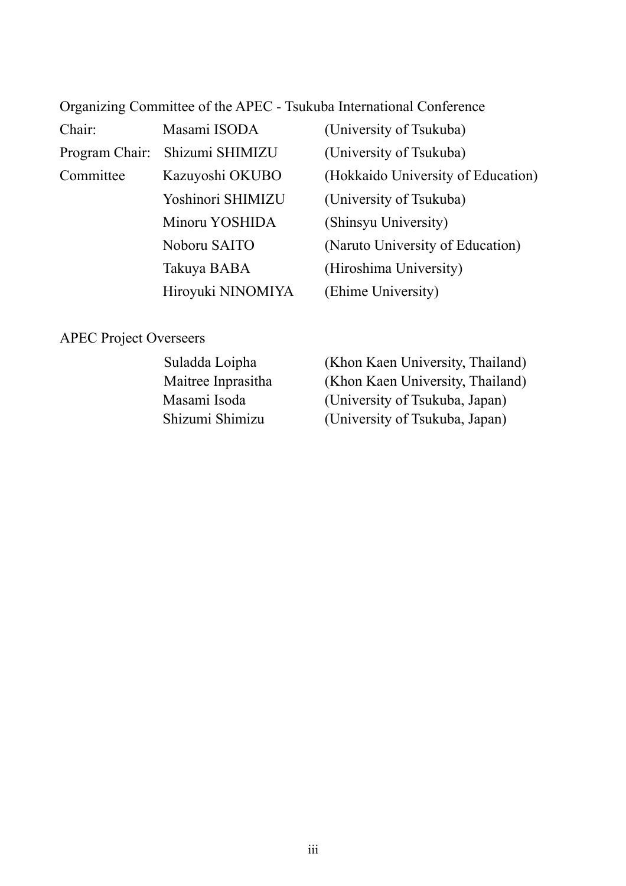Organizing Committee of the APEC - Tsukuba International Conference

| | | |
|---|---|---|
| Chair: | Masami ISODA | (University of Tsukuba) |
| Program Chair: | Shizumi SHIMIZU | (University of Tsukuba) |
| Committee | Kazuyoshi OKUBO | (Hokkaido University of Education) |
| | Yoshinori SHIMIZU | (University of Tsukuba) |
| | Minoru YOSHIDA | (Shinsyu University) |
| | Noboru SAITO | (Naruto University of Education) |
| | Takuya BABA | (Hiroshima University) |
| | Hiroyuki NINOMIYA | (Ehime University) |

APEC Project Overseers

| | |
|---|---|
| Suladda Loipha | (Khon Kaen University, Thailand) |
| Maitree Inprasitha | (Khon Kaen University, Thailand) |
| Masami Isoda | (University of Tsukuba, Japan) |
| Shizumi Shimizu | (University of Tsukuba, Japan) |